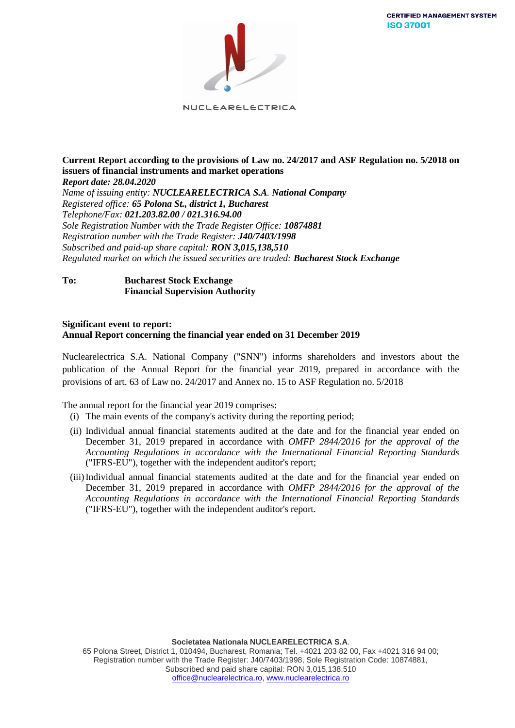CERTIFIED MANAGEMENT SYSTEM
ISO 37001

NUCLEARELECTRICA

**Current Report according to the provisions of Law no. 24/2017 and ASF Regulation no. 5/2018 on issuers of financial instruments and market operations**
***Report date: 28.04.2020***
*Name of issuing entity:* ***NUCLEARELECTRICA S.A. National Company***
*Registered office:* ***65 Polona St., district 1, Bucharest***
*Telephone/Fax:* ***021.203.82.00 / 021.316.94.00***
*Sole Registration Number with the Trade Register Office:* ***10874881***
*Registration number with the Trade Register:* ***J40/7403/1998***
*Subscribed and paid-up share capital:* ***RON 3,015,138,510***
*Regulated market on which the issued securities are traded:* ***Bucharest Stock Exchange***

**To:** **Bucharest Stock Exchange**
**Financial Supervision Authority**

**Significant event to report:**
**Annual Report concerning the financial year ended on 31 December 2019**

Nuclearelectrica S.A. National Company ("SNN") informs shareholders and investors about the publication of the Annual Report for the financial year 2019, prepared in accordance with the provisions of art. 63 of Law no. 24/2017 and Annex no. 15 to ASF Regulation no. 5/2018

The annual report for the financial year 2019 comprises:

(i) The main events of the company's activity during the reporting period;

(ii) Individual annual financial statements audited at the date and for the financial year ended on December 31, 2019 prepared in accordance with *OMFP 2844/2016 for the approval of the Accounting Regulations in accordance with the International Financial Reporting Standards* ("IFRS-EU"), together with the independent auditor's report;

(iii) Individual annual financial statements audited at the date and for the financial year ended on December 31, 2019 prepared in accordance with *OMFP 2844/2016 for the approval of the Accounting Regulations in accordance with the International Financial Reporting Standards* ("IFRS-EU"), together with the independent auditor's report.

**Societatea Nationala NUCLEARELECTRICA S.A.**
65 Polona Street, District 1, 010494, Bucharest, Romania; Tel. +4021 203 82 00, Fax +4021 316 94 00;
Registration number with the Trade Register: J40/7403/1998, Sole Registration Code: 10874881,
Subscribed and paid share capital: RON 3,015,138,510
office@nuclearelectrica.ro, www.nuclearelectrica.ro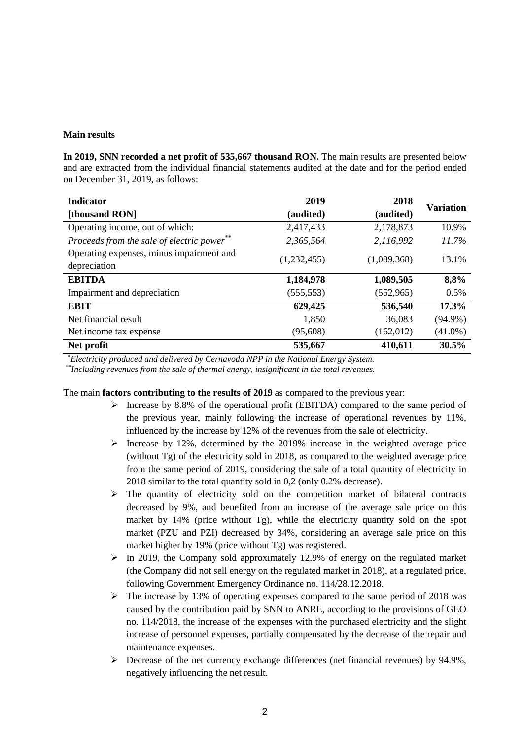**Main results**

**In 2019, SNN recorded a net profit of 535,667 thousand RON.** The main results are presented below and are extracted from the individual financial statements audited at the date and for the period ended on December 31, 2019, as follows:

| **Indicator [thousand RON]** | **2019 (audited)** | **2018 (audited)** | **Variation** |
|---|---|---|---|
| Operating income, out of which: | 2,417,433 | 2,178,873 | 10.9% |
| *Proceeds from the sale of electric power[\*\*]* | *2,365,564* | *2,116,992* | *11.7%* |
| Operating expenses, minus impairment and depreciation | (1,232,455) | (1,089,368) | 13.1% |
| **EBITDA** | **1,184,978** | **1,089,505** | **8,8%** |
| Impairment and depreciation | (555,553) | (552,965) | 0.5% |
| **EBIT** | **629,425** | **536,540** | **17.3%** |
| Net financial result | 1,850 | 36,083 | (94.9%) |
| Net income tax expense | (95,608) | (162,012) | (41.0%) |
| **Net profit** | **535,667** | **410,611** | **30.5%** |

[\*]*Electricity produced and delivered by Cernavoda NPP in the National Energy System.*
[\*\*]*Including revenues from the sale of thermal energy, insignificant in the total revenues.*

The main **factors contributing to the results of 2019** as compared to the previous year:

- Increase by 8.8% of the operational profit (EBITDA) compared to the same period of the previous year, mainly following the increase of operational revenues by 11%, influenced by the increase by 12% of the revenues from the sale of electricity.
- Increase by 12%, determined by the 2019% increase in the weighted average price (without Tg) of the electricity sold in 2018, as compared to the weighted average price from the same period of 2019, considering the sale of a total quantity of electricity in 2018 similar to the total quantity sold in 0,2 (only 0.2% decrease).
- The quantity of electricity sold on the competition market of bilateral contracts decreased by 9%, and benefited from an increase of the average sale price on this market by 14% (price without Tg), while the electricity quantity sold on the spot market (PZU and PZI) decreased by 34%, considering an average sale price on this market higher by 19% (price without Tg) was registered.
- In 2019, the Company sold approximately 12.9% of energy on the regulated market (the Company did not sell energy on the regulated market in 2018), at a regulated price, following Government Emergency Ordinance no. 114/28.12.2018.
- The increase by 13% of operating expenses compared to the same period of 2018 was caused by the contribution paid by SNN to ANRE, according to the provisions of GEO no. 114/2018, the increase of the expenses with the purchased electricity and the slight increase of personnel expenses, partially compensated by the decrease of the repair and maintenance expenses.
- Decrease of the net currency exchange differences (net financial revenues) by 94.9%, negatively influencing the net result.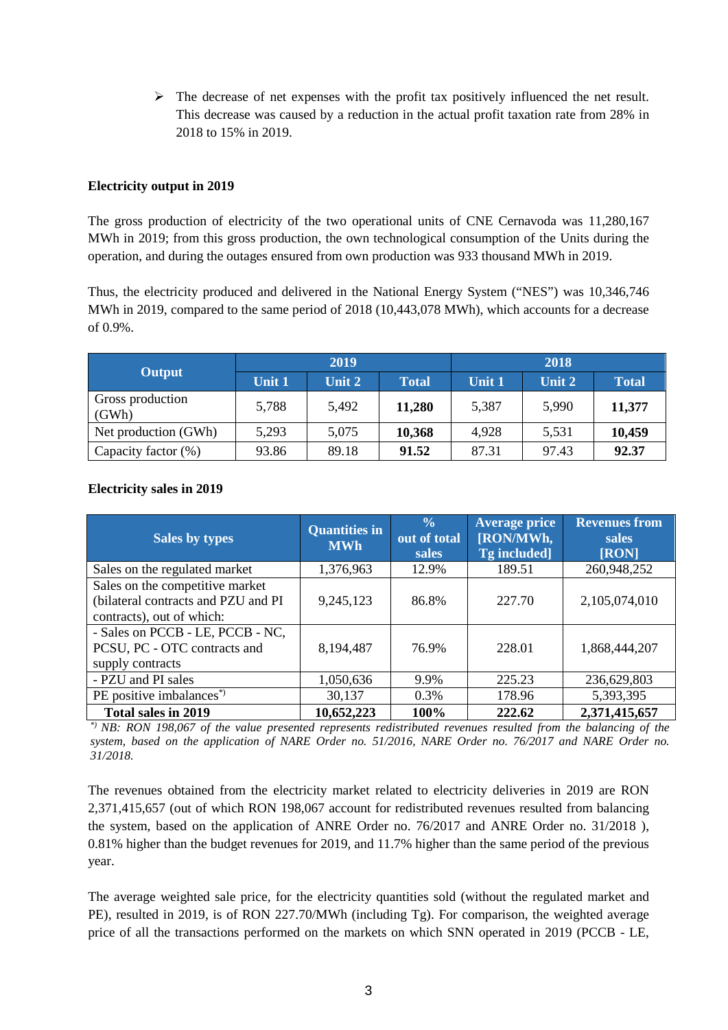- ➢ The decrease of net expenses with the profit tax positively influenced the net result. This decrease was caused by a reduction in the actual profit taxation rate from 28% in 2018 to 15% in 2019.

**Electricity output in 2019**

The gross production of electricity of the two operational units of CNE Cernavoda was 11,280,167 MWh in 2019; from this gross production, the own technological consumption of the Units during the operation, and during the outages ensured from own production was 933 thousand MWh in 2019.

Thus, the electricity produced and delivered in the National Energy System ("NES") was 10,346,746 MWh in 2019, compared to the same period of 2018 (10,443,078 MWh), which accounts for a decrease of 0.9%.

| Output | 2019 | | | 2018 | | |
|---|---|---|---|---|---|---|
| | Unit 1 | Unit 2 | Total | Unit 1 | Unit 2 | Total |
| Gross production (GWh) | 5,788 | 5,492 | **11,280** | 5,387 | 5,990 | **11,377** |
| Net production (GWh) | 5,293 | 5,075 | **10,368** | 4,928 | 5,531 | **10,459** |
| Capacity factor (%) | 93.86 | 89.18 | **91.52** | 87.31 | 97.43 | **92.37** |

**Electricity sales in 2019**

| Sales by types | Quantities in MWh | % out of total sales | Average price [RON/MWh, Tg included] | Revenues from sales [RON] |
|---|---|---|---|---|
| Sales on the regulated market | 1,376,963 | 12.9% | 189.51 | 260,948,252 |
| Sales on the competitive market (bilateral contracts and PZU and PI contracts), out of which: | 9,245,123 | 86.8% | 227.70 | 2,105,074,010 |
| - Sales on PCCB - LE, PCCB - NC, PCSU, PC - OTC contracts and supply contracts | 8,194,487 | 76.9% | 228.01 | 1,868,444,207 |
| - PZU and PI sales | 1,050,636 | 9.9% | 225.23 | 236,629,803 |
| PE positive imbalances*) | 30,137 | 0.3% | 178.96 | 5,393,395 |
| **Total sales in 2019** | **10,652,223** | **100%** | **222.62** | **2,371,415,657** |

*\*) NB: RON 198,067 of the value presented represents redistributed revenues resulted from the balancing of the system, based on the application of NARE Order no. 51/2016, NARE Order no. 76/2017 and NARE Order no. 31/2018.*

The revenues obtained from the electricity market related to electricity deliveries in 2019 are RON 2,371,415,657 (out of which RON 198,067 account for redistributed revenues resulted from balancing the system, based on the application of ANRE Order no. 76/2017 and ANRE Order no. 31/2018 ), 0.81% higher than the budget revenues for 2019, and 11.7% higher than the same period of the previous year.

The average weighted sale price, for the electricity quantities sold (without the regulated market and PE), resulted in 2019, is of RON 227.70/MWh (including Tg). For comparison, the weighted average price of all the transactions performed on the markets on which SNN operated in 2019 (PCCB - LE,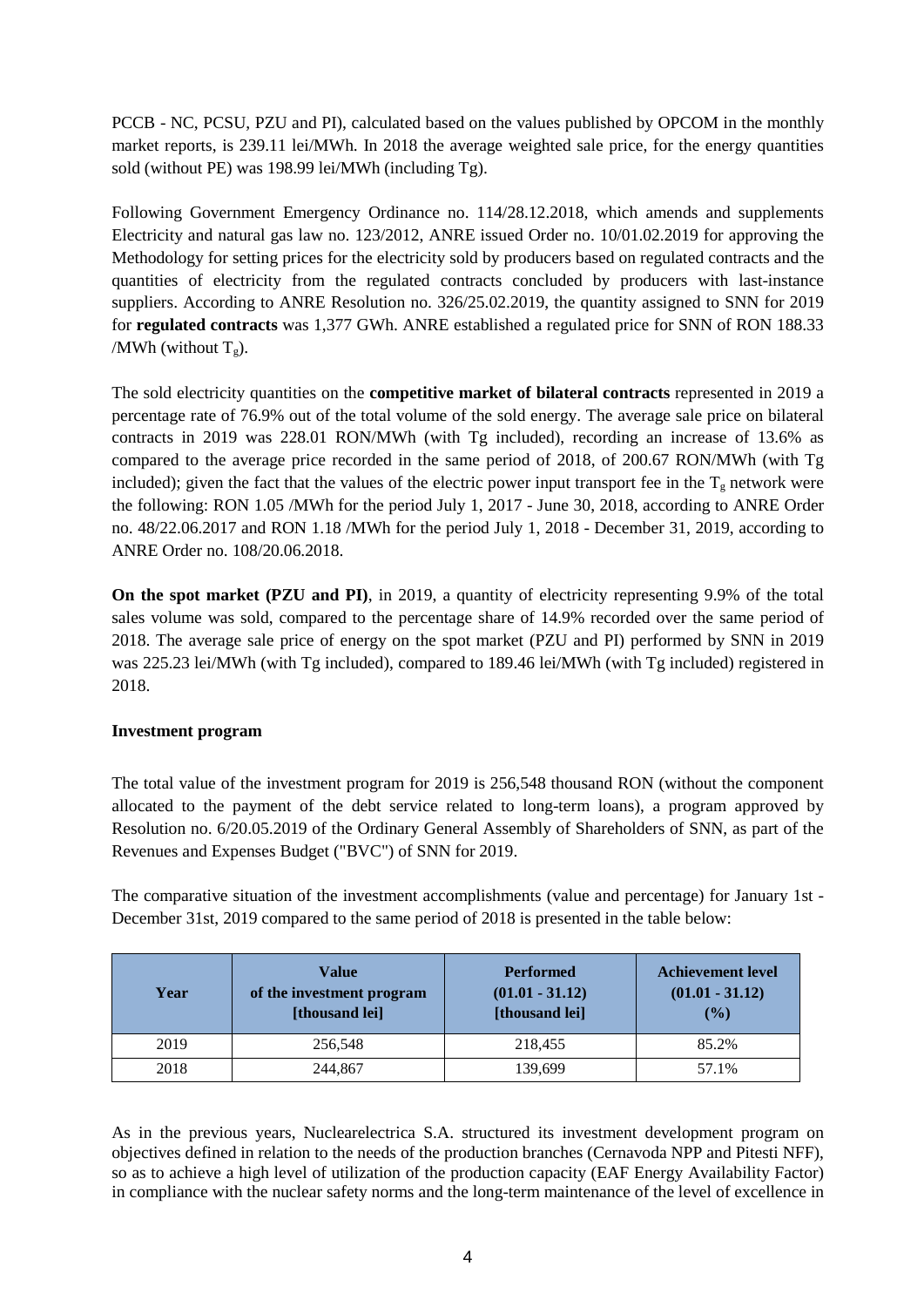PCCB - NC, PCSU, PZU and PI), calculated based on the values published by OPCOM in the monthly market reports, is 239.11 lei/MWh. In 2018 the average weighted sale price, for the energy quantities sold (without PE) was 198.99 lei/MWh (including Tg).

Following Government Emergency Ordinance no. 114/28.12.2018, which amends and supplements Electricity and natural gas law no. 123/2012, ANRE issued Order no. 10/01.02.2019 for approving the Methodology for setting prices for the electricity sold by producers based on regulated contracts and the quantities of electricity from the regulated contracts concluded by producers with last-instance suppliers. According to ANRE Resolution no. 326/25.02.2019, the quantity assigned to SNN for 2019 for **regulated contracts** was 1,377 GWh. ANRE established a regulated price for SNN of RON 188.33 /MWh (without $T_g$).

The sold electricity quantities on the **competitive market of bilateral contracts** represented in 2019 a percentage rate of 76.9% out of the total volume of the sold energy. The average sale price on bilateral contracts in 2019 was 228.01 RON/MWh (with Tg included), recording an increase of 13.6% as compared to the average price recorded in the same period of 2018, of 200.67 RON/MWh (with Tg included); given the fact that the values of the electric power input transport fee in the $T_g$ network were the following: RON 1.05 /MWh for the period July 1, 2017 - June 30, 2018, according to ANRE Order no. 48/22.06.2017 and RON 1.18 /MWh for the period July 1, 2018 - December 31, 2019, according to ANRE Order no. 108/20.06.2018.

**On the spot market (PZU and PI)**, in 2019, a quantity of electricity representing 9.9% of the total sales volume was sold, compared to the percentage share of 14.9% recorded over the same period of 2018. The average sale price of energy on the spot market (PZU and PI) performed by SNN in 2019 was 225.23 lei/MWh (with Tg included), compared to 189.46 lei/MWh (with Tg included) registered in 2018.

**Investment program**

The total value of the investment program for 2019 is 256,548 thousand RON (without the component allocated to the payment of the debt service related to long-term loans), a program approved by Resolution no. 6/20.05.2019 of the Ordinary General Assembly of Shareholders of SNN, as part of the Revenues and Expenses Budget ("BVC") of SNN for 2019.

The comparative situation of the investment accomplishments (value and percentage) for January 1st - December 31st, 2019 compared to the same period of 2018 is presented in the table below:

| Year | Value of the investment program [thousand lei] | Performed (01.01 - 31.12) [thousand lei] | Achievement level (01.01 - 31.12) (%) |
|---|---|---|---|
| 2019 | 256,548 | 218,455 | 85.2% |
| 2018 | 244,867 | 139,699 | 57.1% |

As in the previous years, Nuclearelectrica S.A. structured its investment development program on objectives defined in relation to the needs of the production branches (Cernavoda NPP and Pitesti NFF), so as to achieve a high level of utilization of the production capacity (EAF Energy Availability Factor) in compliance with the nuclear safety norms and the long-term maintenance of the level of excellence in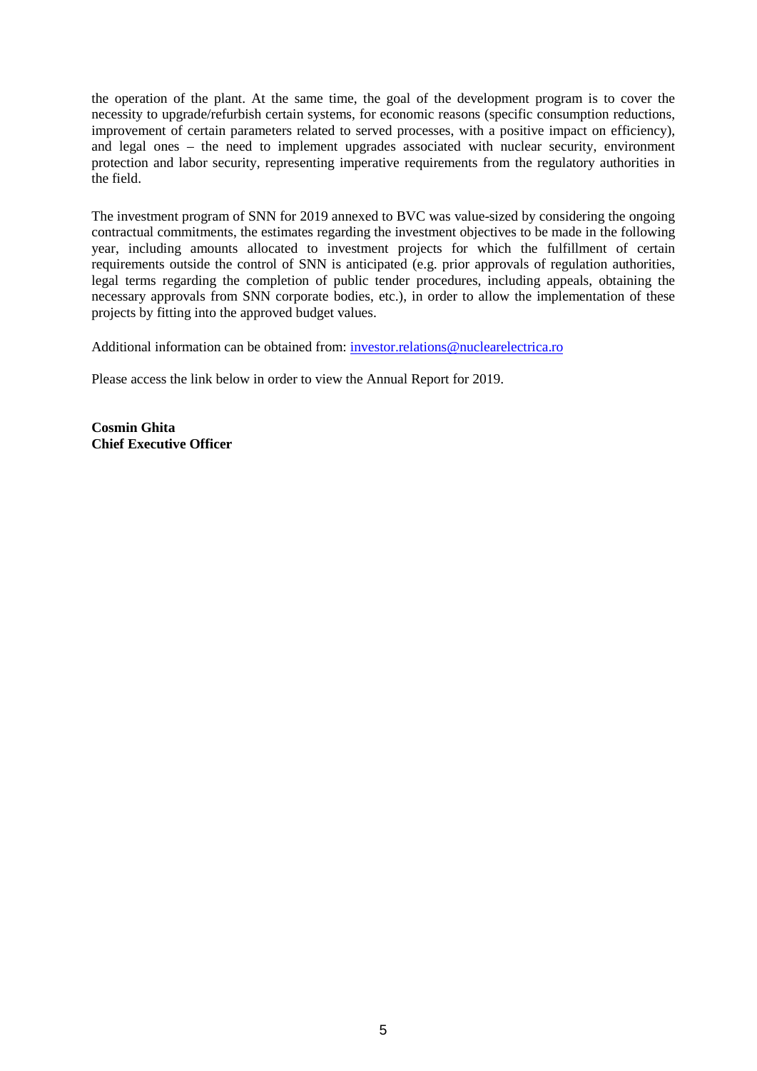the operation of the plant. At the same time, the goal of the development program is to cover the necessity to upgrade/refurbish certain systems, for economic reasons (specific consumption reductions, improvement of certain parameters related to served processes, with a positive impact on efficiency), and legal ones – the need to implement upgrades associated with nuclear security, environment protection and labor security, representing imperative requirements from the regulatory authorities in the field.

The investment program of SNN for 2019 annexed to BVC was value-sized by considering the ongoing contractual commitments, the estimates regarding the investment objectives to be made in the following year, including amounts allocated to investment projects for which the fulfillment of certain requirements outside the control of SNN is anticipated (e.g. prior approvals of regulation authorities, legal terms regarding the completion of public tender procedures, including appeals, obtaining the necessary approvals from SNN corporate bodies, etc.), in order to allow the implementation of these projects by fitting into the approved budget values.

Additional information can be obtained from: investor.relations@nuclearelectrica.ro

Please access the link below in order to view the Annual Report for 2019.

**Cosmin Ghita**
**Chief Executive Officer**